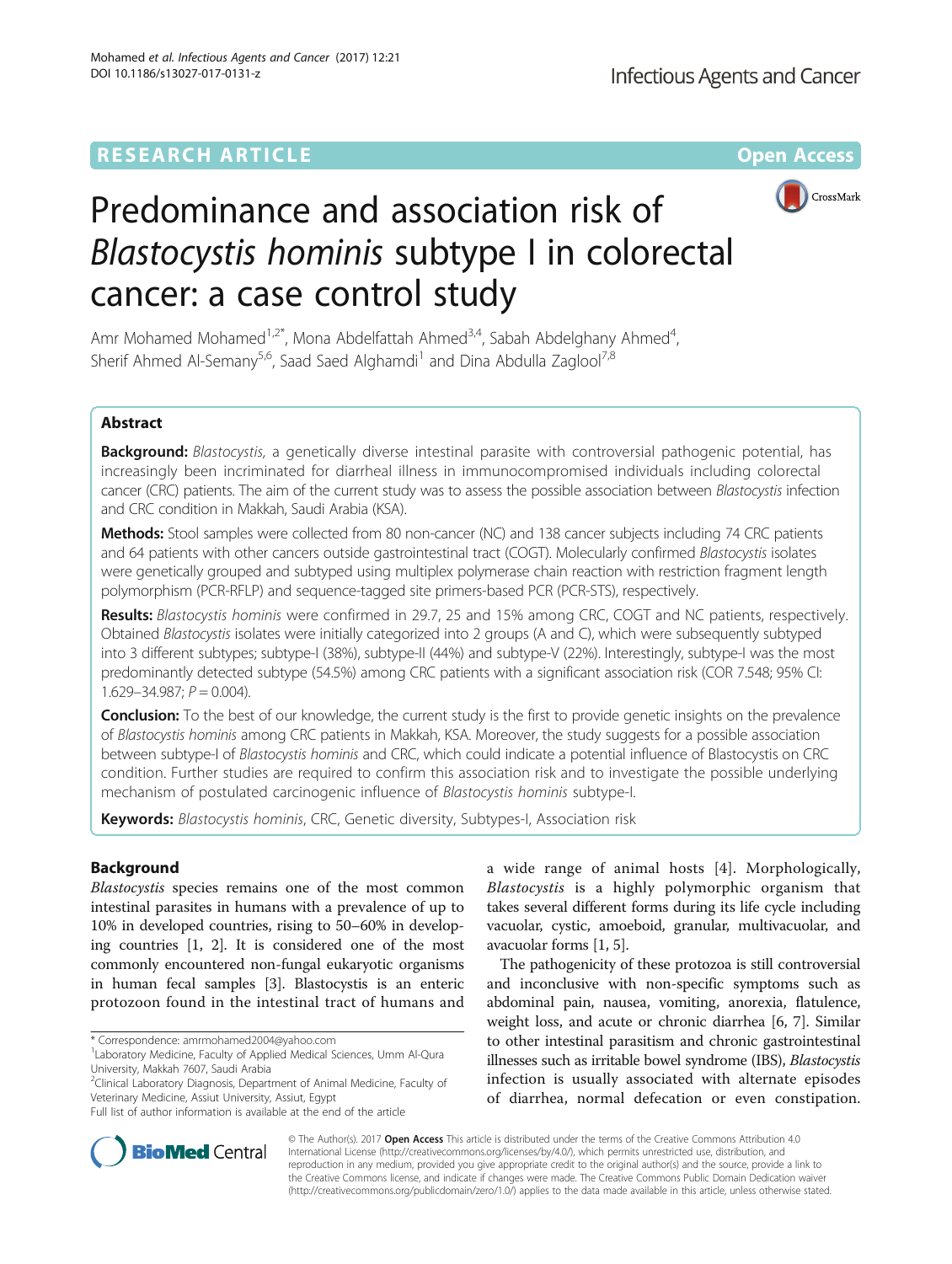RESEARCH ARTICLE

Open Access

# Predominance and association risk of *Blastocystis hominis* subtype I in colorectal cancer: a case control study

Amr Mohamed Mohamed[1,2*], Mona Abdelfattah Ahmed[3,4], Sabah Abdelghany Ahmed[4], Sherif Ahmed Al-Semany[5,6], Saad Saed Alghamdi[1] and Dina Abdulla Zaglool[7,8]

## Abstract

**Background:** *Blastocystis,* a genetically diverse intestinal parasite with controversial pathogenic potential, has increasingly been incriminated for diarrheal illness in immunocompromised individuals including colorectal cancer (CRC) patients. The aim of the current study was to assess the possible association between *Blastocystis* infection and CRC condition in Makkah, Saudi Arabia (KSA).

**Methods:** Stool samples were collected from 80 non-cancer (NC) and 138 cancer subjects including 74 CRC patients and 64 patients with other cancers outside gastrointestinal tract (COGT). Molecularly confirmed *Blastocystis* isolates were genetically grouped and subtyped using multiplex polymerase chain reaction with restriction fragment length polymorphism (PCR-RFLP) and sequence-tagged site primers-based PCR (PCR-STS), respectively.

**Results:** *Blastocystis hominis* were confirmed in 29.7, 25 and 15% among CRC, COGT and NC patients, respectively. Obtained *Blastocystis* isolates were initially categorized into 2 groups (A and C), which were subsequently subtyped into 3 different subtypes; subtype-I (38%), subtype-II (44%) and subtype-V (22%). Interestingly, subtype-I was the most predominantly detected subtype (54.5%) among CRC patients with a significant association risk (COR 7.548; 95% CI: 1.629–34.987; $P = 0.004$).

**Conclusion:** To the best of our knowledge, the current study is the first to provide genetic insights on the prevalence of *Blastocystis hominis* among CRC patients in Makkah, KSA. Moreover, the study suggests for a possible association between subtype-I of *Blastocystis hominis* and CRC, which could indicate a potential influence of Blastocystis on CRC condition. Further studies are required to confirm this association risk and to investigate the possible underlying mechanism of postulated carcinogenic influence of *Blastocystis hominis* subtype-I.

**Keywords:** *Blastocystis hominis*, CRC, Genetic diversity, Subtypes-I, Association risk

## Background

*Blastocystis* species remains one of the most common intestinal parasites in humans with a prevalence of up to 10% in developed countries, rising to 50–60% in developing countries [1, 2]. It is considered one of the most commonly encountered non-fungal eukaryotic organisms in human fecal samples [3]. Blastocystis is an enteric protozoon found in the intestinal tract of humans and a wide range of animal hosts [4]. Morphologically, *Blastocystis* is a highly polymorphic organism that takes several different forms during its life cycle including vacuolar, cystic, amoeboid, granular, multivacuolar, and avacuolar forms [1, 5].

The pathogenicity of these protozoa is still controversial and inconclusive with non-specific symptoms such as abdominal pain, nausea, vomiting, anorexia, flatulence, weight loss, and acute or chronic diarrhea [6, 7]. Similar to other intestinal parasitism and chronic gastrointestinal illnesses such as irritable bowel syndrome (IBS), *Blastocystis* infection is usually associated with alternate episodes of diarrhea, normal defecation or even constipation.

* Correspondence: amrmohamed2004@yahoo.com
[1]Laboratory Medicine, Faculty of Applied Medical Sciences, Umm Al-Qura University, Makkah 7607, Saudi Arabia
[2]Clinical Laboratory Diagnosis, Department of Animal Medicine, Faculty of Veterinary Medicine, Assiut University, Assiut, Egypt
Full list of author information is available at the end of the article

© The Author(s). 2017 **Open Access** This article is distributed under the terms of the Creative Commons Attribution 4.0 International License (http://creativecommons.org/licenses/by/4.0/), which permits unrestricted use, distribution, and reproduction in any medium, provided you give appropriate credit to the original author(s) and the source, provide a link to the Creative Commons license, and indicate if changes were made. The Creative Commons Public Domain Dedication waiver (http://creativecommons.org/publicdomain/zero/1.0/) applies to the data made available in this article, unless otherwise stated.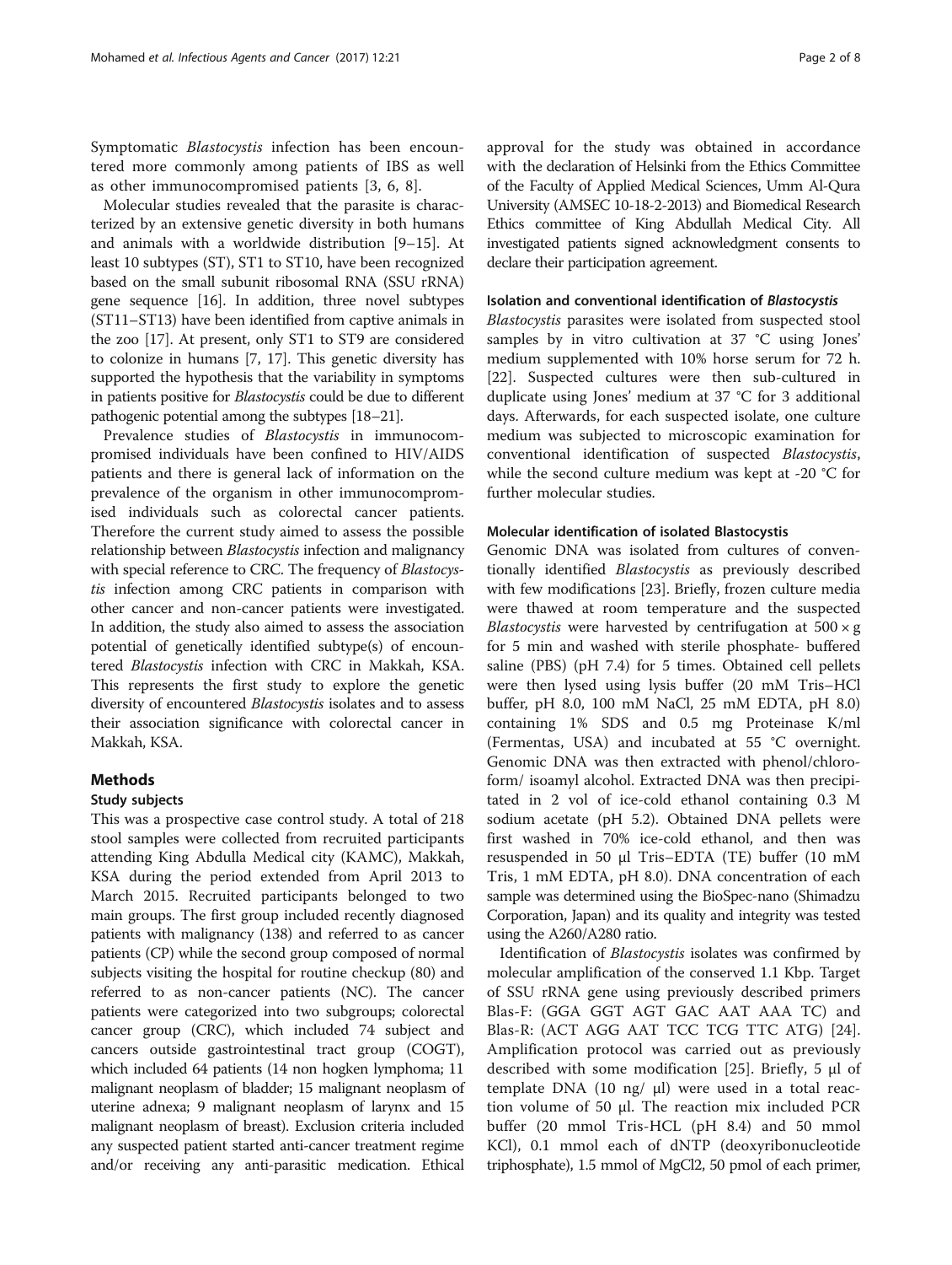Symptomatic *Blastocystis* infection has been encountered more commonly among patients of IBS as well as other immunocompromised patients [3, 6, 8].

Molecular studies revealed that the parasite is characterized by an extensive genetic diversity in both humans and animals with a worldwide distribution [9–15]. At least 10 subtypes (ST), ST1 to ST10, have been recognized based on the small subunit ribosomal RNA (SSU rRNA) gene sequence [16]. In addition, three novel subtypes (ST11–ST13) have been identified from captive animals in the zoo [17]. At present, only ST1 to ST9 are considered to colonize in humans [7, 17]. This genetic diversity has supported the hypothesis that the variability in symptoms in patients positive for *Blastocystis* could be due to different pathogenic potential among the subtypes [18–21].

Prevalence studies of *Blastocystis* in immunocompromised individuals have been confined to HIV/AIDS patients and there is general lack of information on the prevalence of the organism in other immunocompromised individuals such as colorectal cancer patients. Therefore the current study aimed to assess the possible relationship between *Blastocystis* infection and malignancy with special reference to CRC. The frequency of *Blastocystis* infection among CRC patients in comparison with other cancer and non-cancer patients were investigated. In addition, the study also aimed to assess the association potential of genetically identified subtype(s) of encountered *Blastocystis* infection with CRC in Makkah, KSA. This represents the first study to explore the genetic diversity of encountered *Blastocystis* isolates and to assess their association significance with colorectal cancer in Makkah, KSA.

## Methods

### Study subjects

This was a prospective case control study. A total of 218 stool samples were collected from recruited participants attending King Abdulla Medical city (KAMC), Makkah, KSA during the period extended from April 2013 to March 2015. Recruited participants belonged to two main groups. The first group included recently diagnosed patients with malignancy (138) and referred to as cancer patients (CP) while the second group composed of normal subjects visiting the hospital for routine checkup (80) and referred to as non-cancer patients (NC). The cancer patients were categorized into two subgroups; colorectal cancer group (CRC), which included 74 subject and cancers outside gastrointestinal tract group (COGT), which included 64 patients (14 non hogken lymphoma; 11 malignant neoplasm of bladder; 15 malignant neoplasm of uterine adnexa; 9 malignant neoplasm of larynx and 15 malignant neoplasm of breast). Exclusion criteria included any suspected patient started anti-cancer treatment regime and/or receiving any anti-parasitic medication. Ethical approval for the study was obtained in accordance with the declaration of Helsinki from the Ethics Committee of the Faculty of Applied Medical Sciences, Umm Al-Qura University (AMSEC 10-18-2-2013) and Biomedical Research Ethics committee of King Abdullah Medical City. All investigated patients signed acknowledgment consents to declare their participation agreement.

### Isolation and conventional identification of *Blastocystis*

*Blastocystis* parasites were isolated from suspected stool samples by in vitro cultivation at 37 °C using Jones' medium supplemented with 10% horse serum for 72 h. [22]. Suspected cultures were then sub-cultured in duplicate using Jones' medium at 37 °C for 3 additional days. Afterwards, for each suspected isolate, one culture medium was subjected to microscopic examination for conventional identification of suspected *Blastocystis*, while the second culture medium was kept at -20 °C for further molecular studies.

### Molecular identification of isolated Blastocystis

Genomic DNA was isolated from cultures of conventionally identified *Blastocystis* as previously described with few modifications [23]. Briefly, frozen culture media were thawed at room temperature and the suspected *Blastocystis* were harvested by centrifugation at 500 × g for 5 min and washed with sterile phosphate- buffered saline (PBS) (pH 7.4) for 5 times. Obtained cell pellets were then lysed using lysis buffer (20 mM Tris–HCl buffer, pH 8.0, 100 mM NaCl, 25 mM EDTA, pH 8.0) containing 1% SDS and 0.5 mg Proteinase K/ml (Fermentas, USA) and incubated at 55 °C overnight. Genomic DNA was then extracted with phenol/chloroform/ isoamyl alcohol. Extracted DNA was then precipitated in 2 vol of ice-cold ethanol containing 0.3 M sodium acetate (pH 5.2). Obtained DNA pellets were first washed in 70% ice-cold ethanol, and then was resuspended in 50 μl Tris–EDTA (TE) buffer (10 mM Tris, 1 mM EDTA, pH 8.0). DNA concentration of each sample was determined using the BioSpec-nano (Shimadzu Corporation, Japan) and its quality and integrity was tested using the A260/A280 ratio.

Identification of *Blastocystis* isolates was confirmed by molecular amplification of the conserved 1.1 Kbp. Target of SSU rRNA gene using previously described primers Blas-F: (GGA GGT AGT GAC AAT AAA TC) and Blas-R: (ACT AGG AAT TCC TCG TTC ATG) [24]. Amplification protocol was carried out as previously described with some modification [25]. Briefly, 5 μl of template DNA (10 ng/ μl) were used in a total reaction volume of 50 μl. The reaction mix included PCR buffer (20 mmol Tris-HCL (pH 8.4) and 50 mmol KCl), 0.1 mmol each of dNTP (deoxyribonucleotide triphosphate), 1.5 mmol of $MgCl_2$, 50 pmol of each primer,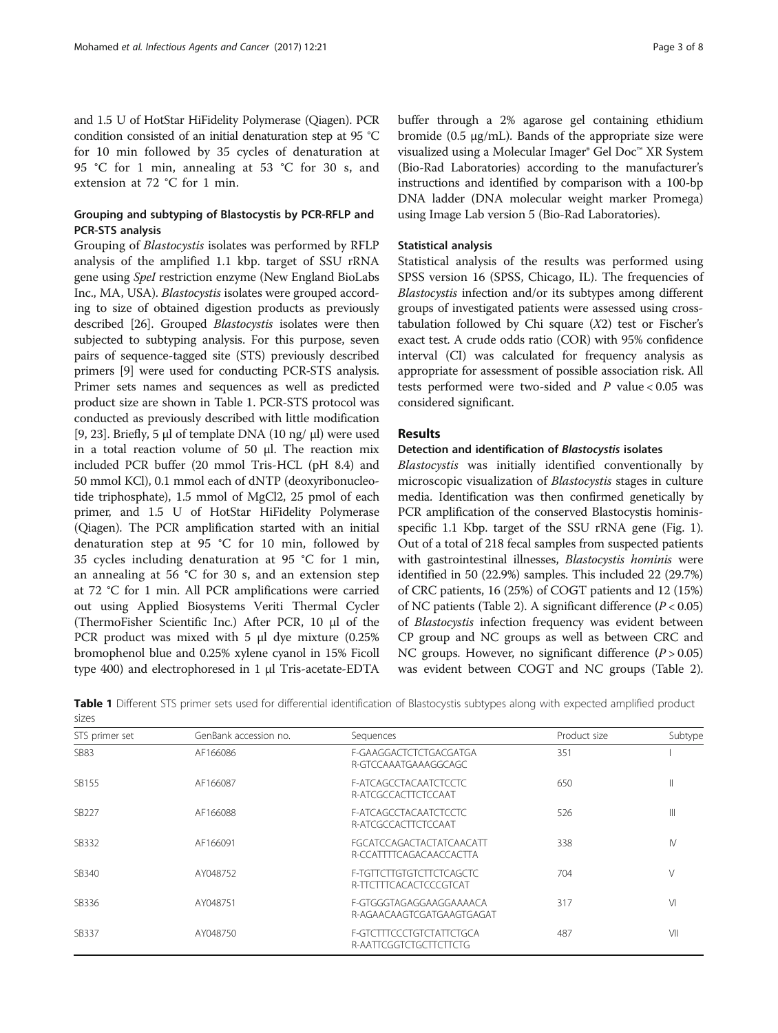and 1.5 U of HotStar HiFidelity Polymerase (Qiagen). PCR condition consisted of an initial denaturation step at 95 °C for 10 min followed by 35 cycles of denaturation at 95 °C for 1 min, annealing at 53 °C for 30 s, and extension at 72 °C for 1 min.

### Grouping and subtyping of Blastocystis by PCR-RFLP and PCR-STS analysis

Grouping of *Blastocystis* isolates was performed by RFLP analysis of the amplified 1.1 kbp. target of SSU rRNA gene using *SpeI* restriction enzyme (New England BioLabs Inc., MA, USA). *Blastocystis* isolates were grouped according to size of obtained digestion products as previously described [26]. Grouped *Blastocystis* isolates were then subjected to subtyping analysis. For this purpose, seven pairs of sequence-tagged site (STS) previously described primers [9] were used for conducting PCR-STS analysis. Primer sets names and sequences as well as predicted product size are shown in Table 1. PCR-STS protocol was conducted as previously described with little modification [9, 23]. Briefly, 5 μl of template DNA (10 ng/ μl) were used in a total reaction volume of 50 μl. The reaction mix included PCR buffer (20 mmol Tris-HCL (pH 8.4) and 50 mmol KCl), 0.1 mmol each of dNTP (deoxyribonucleotide triphosphate), 1.5 mmol of $MgCl_2$, 25 pmol of each primer, and 1.5 U of HotStar HiFidelity Polymerase (Qiagen). The PCR amplification started with an initial denaturation step at 95 °C for 10 min, followed by 35 cycles including denaturation at 95 °C for 1 min, an annealing at 56 °C for 30 s, and an extension step at 72 °C for 1 min. All PCR amplifications were carried out using Applied Biosystems Veriti Thermal Cycler (ThermoFisher Scientific Inc.) After PCR, 10 μl of the PCR product was mixed with 5 μl dye mixture (0.25% bromophenol blue and 0.25% xylene cyanol in 15% Ficoll type 400) and electrophoresed in 1 μl Tris-acetate-EDTA buffer through a 2% agarose gel containing ethidium bromide (0.5 μg/mL). Bands of the appropriate size were visualized using a Molecular Imager® Gel Doc™ XR System (Bio-Rad Laboratories) according to the manufacturer's instructions and identified by comparison with a 100-bp DNA ladder (DNA molecular weight marker Promega) using Image Lab version 5 (Bio-Rad Laboratories).

### Statistical analysis

Statistical analysis of the results was performed using SPSS version 16 (SPSS, Chicago, IL). The frequencies of *Blastocystis* infection and/or its subtypes among different groups of investigated patients were assessed using cross-tabulation followed by Chi square ($X2$) test or Fischer's exact test. A crude odds ratio (COR) with 95% confidence interval (CI) was calculated for frequency analysis as appropriate for assessment of possible association risk. All tests performed were two-sided and $P$ value < 0.05 was considered significant.

## Results

### Detection and identification of *Blastocystis* isolates

*Blastocystis* was initially identified conventionally by microscopic visualization of *Blastocystis* stages in culture media. Identification was then confirmed genetically by PCR amplification of the conserved Blastocystis hominis-specific 1.1 Kbp. target of the SSU rRNA gene (Fig. 1). Out of a total of 218 fecal samples from suspected patients with gastrointestinal illnesses, *Blastocystis hominis* were identified in 50 (22.9%) samples. This included 22 (29.7%) of CRC patients, 16 (25%) of COGT patients and 12 (15%) of NC patients (Table 2). A significant difference ($P < 0.05$) of *Blastocystis* infection frequency was evident between CP group and NC groups as well as between CRC and NC groups. However, no significant difference ($P > 0.05$) was evident between COGT and NC groups (Table 2).

**Table 1** Different STS primer sets used for differential identification of Blastocystis subtypes along with expected amplified product sizes

| STS primer set | GenBank accession no. | Sequences | Product size | Subtype |
|---|---|---|---|---|
| SB83 | AF166086 | F-GAAGGACTCTCTGACGATGA<br>R-GTCCAAATGAAAGGCAGC | 351 | I |
| SB155 | AF166087 | F-ATCAGCCTACAATCTCCTC<br>R-ATCGCCACTTCTCCAAT | 650 | II |
| SB227 | AF166088 | F-ATCAGCCTACAATCTCCTC<br>R-ATCGCCACTTCTCCAAT | 526 | III |
| SB332 | AF166091 | FGCATCCAGACTACTATCAACATT<br>R-CCATTTTCAGACAACCACTTA | 338 | IV |
| SB340 | AY048752 | F-TGTTCTTGTGTCTTCTCAGCTC<br>R-TTCTTTCACACTCCCGTCAT | 704 | V |
| SB336 | AY048751 | F-GTGGGTAGAGGAAGGAAAACA<br>R-AGAACAAGTCGATGAAGTGAGAT | 317 | VI |
| SB337 | AY048750 | F-GTCTTTCCCTGTCTATTCTGCA<br>R-AATTCGGTCTGCTTCTTCTG | 487 | VII |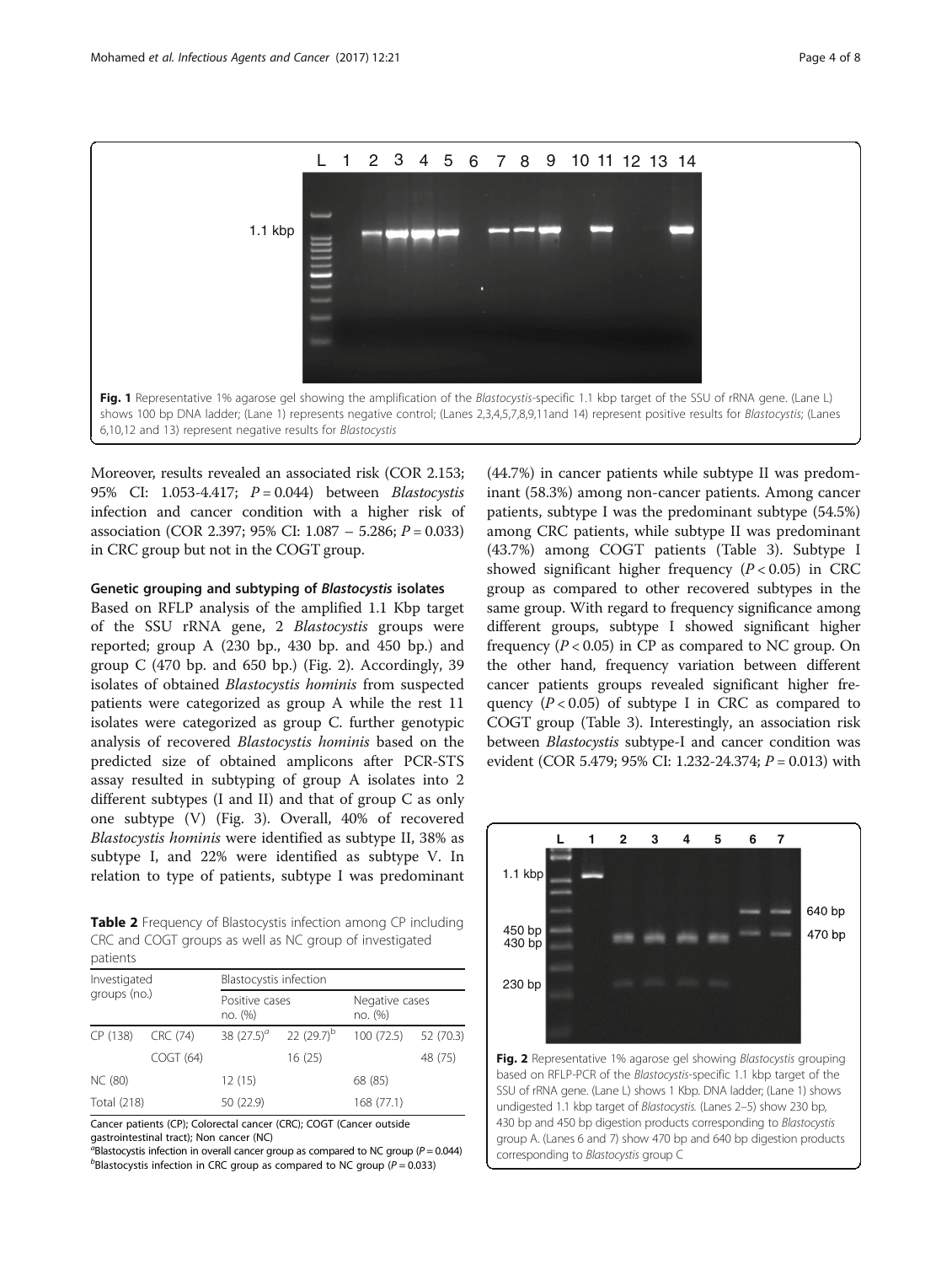Fig. 1 Representative 1% agarose gel showing the amplification of the *Blastocystis*-specific 1.1 kbp target of the SSU of rRNA gene. (Lane L) shows 100 bp DNA ladder; (Lane 1) represents negative control; (Lanes 2,3,4,5,7,8,9,11and 14) represent positive results for *Blastocystis*; (Lanes 6,10,12 and 13) represent negative results for *Blastocystis*

Moreover, results revealed an associated risk (COR 2.153; 95% CI: 1.053-4.417; $P = 0.044$) between *Blastocystis* infection and cancer condition with a higher risk of association (COR 2.397; 95% CI: 1.087 – 5.286; $P = 0.033$) in CRC group but not in the COGT group.

### Genetic grouping and subtyping of *Blastocystis* isolates

Based on RFLP analysis of the amplified 1.1 Kbp target of the SSU rRNA gene, 2 *Blastocystis* groups were reported; group A (230 bp., 430 bp. and 450 bp.) and group C (470 bp. and 650 bp.) (Fig. 2). Accordingly, 39 isolates of obtained *Blastocystis hominis* from suspected patients were categorized as group A while the rest 11 isolates were categorized as group C. further genotypic analysis of recovered *Blastocystis hominis* based on the predicted size of obtained amplicons after PCR-STS assay resulted in subtyping of group A isolates into 2 different subtypes (I and II) and that of group C as only one subtype (V) (Fig. 3). Overall, 40% of recovered *Blastocystis hominis* were identified as subtype II, 38% as subtype I, and 22% were identified as subtype V. In relation to type of patients, subtype I was predominant (44.7%) in cancer patients while subtype II was predominant (58.3%) among non-cancer patients. Among cancer patients, subtype I was the predominant subtype (54.5%) among CRC patients, while subtype II was predominant (43.7%) among COGT patients (Table 3). Subtype I showed significant higher frequency ($P < 0.05$) in CRC group as compared to other recovered subtypes in the same group. With regard to frequency significance among different groups, subtype I showed significant higher frequency ($P < 0.05$) in CP as compared to NC group. On the other hand, frequency variation between different cancer patients groups revealed significant higher frequency ($P < 0.05$) of subtype I in CRC as compared to COGT group (Table 3). Interestingly, an association risk between *Blastocystis* subtype-I and cancer condition was evident (COR 5.479; 95% CI: 1.232-24.374; $P = 0.013$) with

**Table 2** Frequency of Blastocystis infection among CP including CRC and COGT groups as well as NC group of investigated patients

| Investigated groups (no.) | | Blastocystis infection | | | |
|---|---|---|---|---|---|
| | | Positive cases no. (%) | | Negative cases no. (%) | |
| CP (138) | CRC (74) | 38 (27.5)[a] | 22 (29.7)[b] | 100 (72.5) | 52 (70.3) |
| | COGT (64) | | 16 (25) | | 48 (75) |
| NC (80) | | 12 (15) | | 68 (85) | |
| Total (218) | | 50 (22.9) | | 168 (77.1) | |

Cancer patients (CP); Colorectal cancer (CRC); COGT (Cancer outside gastrointestinal tract); Non cancer (NC)
[a]Blastocystis infection in overall cancer group as compared to NC group ($P = 0.044$)
[b]Blastocystis infection in CRC group as compared to NC group ($P = 0.033$)

Fig. 2 Representative 1% agarose gel showing *Blastocystis* grouping based on RFLP-PCR of the *Blastocystis*-specific 1.1 kbp target of the SSU of rRNA gene. (Lane L) shows 1 Kbp. DNA ladder; (Lane 1) shows undigested 1.1 kbp target of *Blastocystis*. (Lanes 2–5) show 230 bp, 430 bp and 450 bp digestion products corresponding to *Blastocystis* group A. (Lanes 6 and 7) show 470 bp and 640 bp digestion products corresponding to *Blastocystis* group C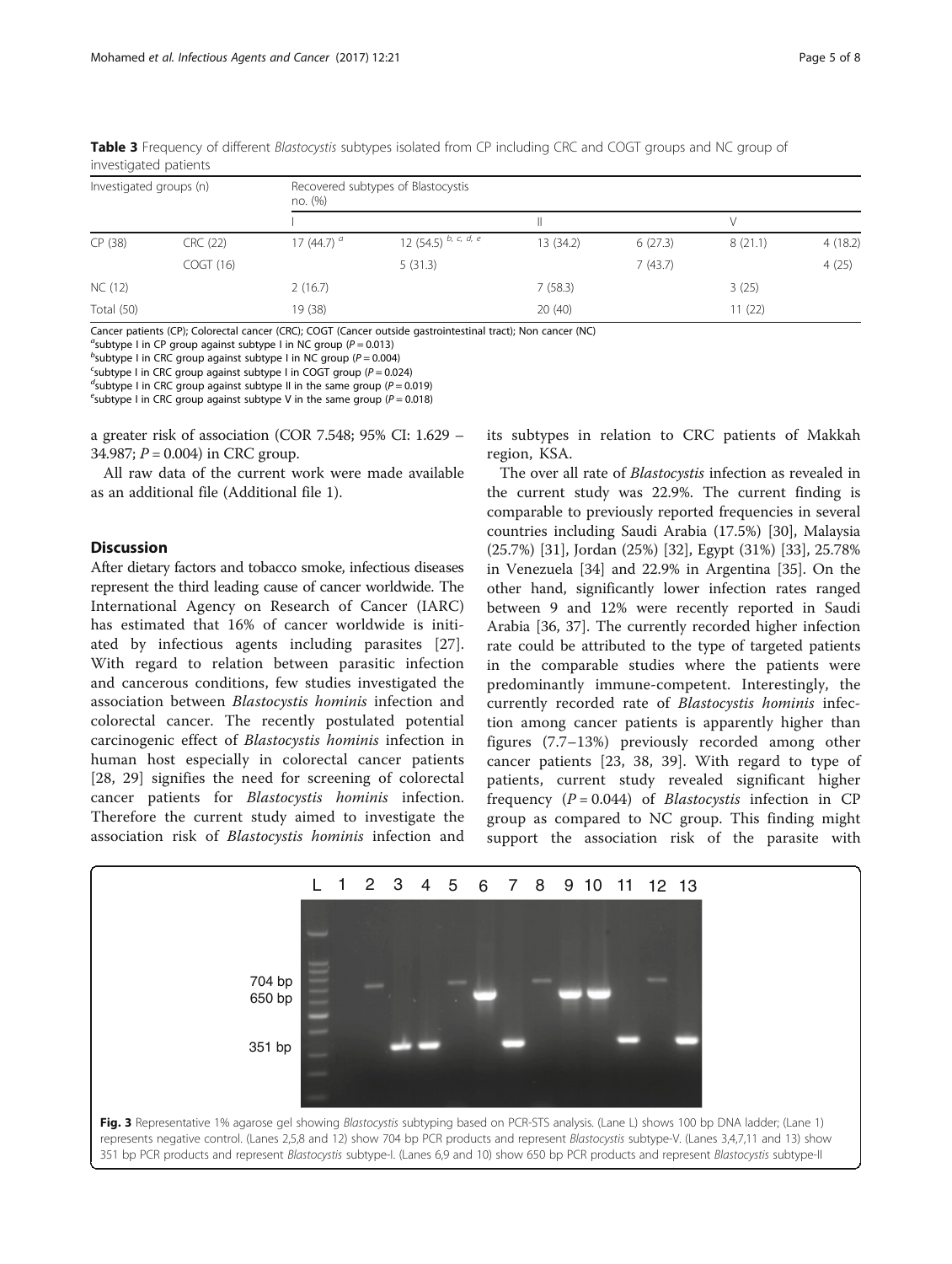**Table 3** Frequency of different *Blastocystis* subtypes isolated from CP including CRC and COGT groups and NC group of investigated patients

| Investigated groups (n) | | Recovered subtypes of Blastocystis no. (%) | | | | | |
|---|---|---|---|---|---|---|---|
| | | I | | II | | V | |
| CP (38) | CRC (22) | 17 (44.7) [a] | 12 (54.5) [b, c, d, e] | 13 (34.2) | 6 (27.3) | 8 (21.1) | 4 (18.2) |
| | COGT (16) | | 5 (31.3) | | 7 (43.7) | | 4 (25) |
| NC (12) | | 2 (16.7) | | 7 (58.3) | | 3 (25) | |
| Total (50) | | 19 (38) | | 20 (40) | | 11 (22) | |

Cancer patients (CP); Colorectal cancer (CRC); COGT (Cancer outside gastrointestinal tract); Non cancer (NC)
[a]subtype I in CP group against subtype I in NC group ($P = 0.013$)
[b]subtype I in CRC group against subtype I in NC group ($P = 0.004$)
[c]subtype I in CRC group against subtype I in COGT group ($P = 0.024$)
[d]subtype I in CRC group against subtype II in the same group ($P = 0.019$)
[e]subtype I in CRC group against subtype V in the same group ($P = 0.018$)

a greater risk of association (COR 7.548; 95% CI: 1.629 – 34.987; $P = 0.004$) in CRC group.

All raw data of the current work were made available as an additional file (Additional file 1).

## Discussion

After dietary factors and tobacco smoke, infectious diseases represent the third leading cause of cancer worldwide. The International Agency on Research of Cancer (IARC) has estimated that 16% of cancer worldwide is initiated by infectious agents including parasites [27]. With regard to relation between parasitic infection and cancerous conditions, few studies investigated the association between *Blastocystis hominis* infection and colorectal cancer. The recently postulated potential carcinogenic effect of *Blastocystis hominis* infection in human host especially in colorectal cancer patients [28, 29] signifies the need for screening of colorectal cancer patients for *Blastocystis hominis* infection. Therefore the current study aimed to investigate the association risk of *Blastocystis hominis* infection and its subtypes in relation to CRC patients of Makkah region, KSA.

The over all rate of *Blastocystis* infection as revealed in the current study was 22.9%. The current finding is comparable to previously reported frequencies in several countries including Saudi Arabia (17.5%) [30], Malaysia (25.7%) [31], Jordan (25%) [32], Egypt (31%) [33], 25.78% in Venezuela [34] and 22.9% in Argentina [35]. On the other hand, significantly lower infection rates ranged between 9 and 12% were recently reported in Saudi Arabia [36, 37]. The currently recorded higher infection rate could be attributed to the type of targeted patients in the comparable studies where the patients were predominantly immune-competent. Interestingly, the currently recorded rate of *Blastocystis hominis* infection among cancer patients is apparently higher than figures (7.7–13%) previously recorded among other cancer patients [23, 38, 39]. With regard to type of patients, current study revealed significant higher frequency ($P = 0.044$) of *Blastocystis* infection in CP group as compared to NC group. This finding might support the association risk of the parasite with

**Fig. 3** Representative 1% agarose gel showing *Blastocystis* subtyping based on PCR-STS analysis. (Lane L) shows 100 bp DNA ladder; (Lane 1) represents negative control. (Lanes 2,5,8 and 12) show 704 bp PCR products and represent *Blastocystis* subtype-V. (Lanes 3,4,7,11 and 13) show 351 bp PCR products and represent *Blastocystis* subtype-I. (Lanes 6,9 and 10) show 650 bp PCR products and represent *Blastocystis* subtype-II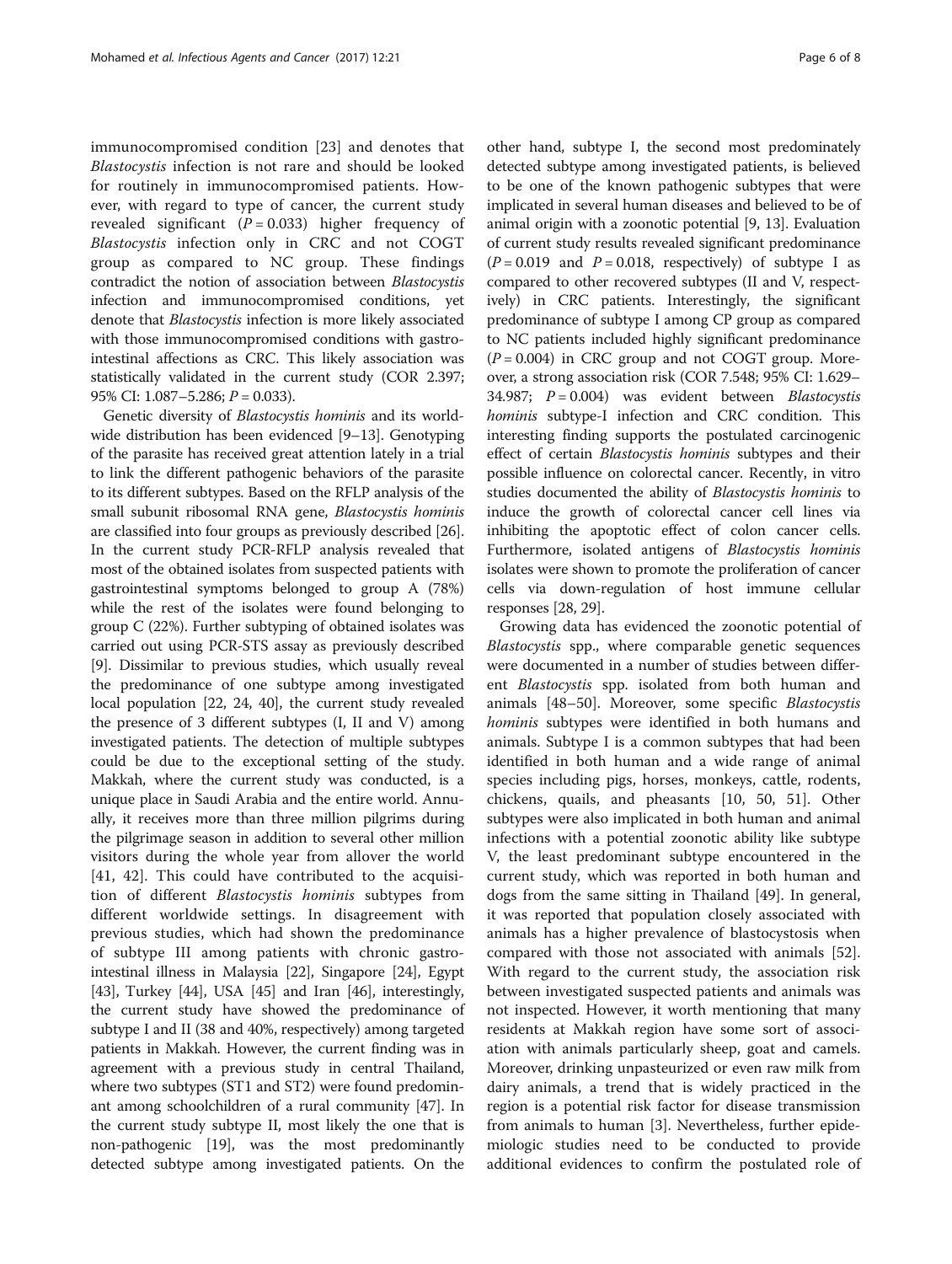immunocompromised condition [23] and denotes that *Blastocystis* infection is not rare and should be looked for routinely in immunocompromised patients. However, with regard to type of cancer, the current study revealed significant ($P = 0.033$) higher frequency of *Blastocystis* infection only in CRC and not COGT group as compared to NC group. These findings contradict the notion of association between *Blastocystis* infection and immunocompromised conditions, yet denote that *Blastocystis* infection is more likely associated with those immunocompromised conditions with gastrointestinal affections as CRC. This likely association was statistically validated in the current study (COR 2.397; 95% CI: 1.087–5.286; $P = 0.033$).

Genetic diversity of *Blastocystis hominis* and its worldwide distribution has been evidenced [9–13]. Genotyping of the parasite has received great attention lately in a trial to link the different pathogenic behaviors of the parasite to its different subtypes. Based on the RFLP analysis of the small subunit ribosomal RNA gene, *Blastocystis hominis* are classified into four groups as previously described [26]. In the current study PCR-RFLP analysis revealed that most of the obtained isolates from suspected patients with gastrointestinal symptoms belonged to group A (78%) while the rest of the isolates were found belonging to group C (22%). Further subtyping of obtained isolates was carried out using PCR-STS assay as previously described [9]. Dissimilar to previous studies, which usually reveal the predominance of one subtype among investigated local population [22, 24, 40], the current study revealed the presence of 3 different subtypes (I, II and V) among investigated patients. The detection of multiple subtypes could be due to the exceptional setting of the study. Makkah, where the current study was conducted, is a unique place in Saudi Arabia and the entire world. Annually, it receives more than three million pilgrims during the pilgrimage season in addition to several other million visitors during the whole year from allover the world [41, 42]. This could have contributed to the acquisition of different *Blastocystis hominis* subtypes from different worldwide settings. In disagreement with previous studies, which had shown the predominance of subtype III among patients with chronic gastrointestinal illness in Malaysia [22], Singapore [24], Egypt [43], Turkey [44], USA [45] and Iran [46], interestingly, the current study have showed the predominance of subtype I and II (38 and 40%, respectively) among targeted patients in Makkah. However, the current finding was in agreement with a previous study in central Thailand, where two subtypes (ST1 and ST2) were found predominant among schoolchildren of a rural community [47]. In the current study subtype II, most likely the one that is non-pathogenic [19], was the most predominantly detected subtype among investigated patients. On the other hand, subtype I, the second most predominately detected subtype among investigated patients, is believed to be one of the known pathogenic subtypes that were implicated in several human diseases and believed to be of animal origin with a zoonotic potential [9, 13]. Evaluation of current study results revealed significant predominance ($P = 0.019$ and $P = 0.018$, respectively) of subtype I as compared to other recovered subtypes (II and V, respectively) in CRC patients. Interestingly, the significant predominance of subtype I among CP group as compared to NC patients included highly significant predominance ($P = 0.004$) in CRC group and not COGT group. Moreover, a strong association risk (COR 7.548; 95% CI: 1.629–34.987; $P = 0.004$) was evident between *Blastocystis hominis* subtype-I infection and CRC condition. This interesting finding supports the postulated carcinogenic effect of certain *Blastocystis hominis* subtypes and their possible influence on colorectal cancer. Recently, in vitro studies documented the ability of *Blastocystis hominis* to induce the growth of colorectal cancer cell lines via inhibiting the apoptotic effect of colon cancer cells. Furthermore, isolated antigens of *Blastocystis hominis* isolates were shown to promote the proliferation of cancer cells via down-regulation of host immune cellular responses [28, 29].

Growing data has evidenced the zoonotic potential of *Blastocystis* spp., where comparable genetic sequences were documented in a number of studies between different *Blastocystis* spp. isolated from both human and animals [48–50]. Moreover, some specific *Blastocystis hominis* subtypes were identified in both humans and animals. Subtype I is a common subtypes that had been identified in both human and a wide range of animal species including pigs, horses, monkeys, cattle, rodents, chickens, quails, and pheasants [10, 50, 51]. Other subtypes were also implicated in both human and animal infections with a potential zoonotic ability like subtype V, the least predominant subtype encountered in the current study, which was reported in both human and dogs from the same sitting in Thailand [49]. In general, it was reported that population closely associated with animals has a higher prevalence of blastocystosis when compared with those not associated with animals [52]. With regard to the current study, the association risk between investigated suspected patients and animals was not inspected. However, it worth mentioning that many residents at Makkah region have some sort of association with animals particularly sheep, goat and camels. Moreover, drinking unpasteurized or even raw milk from dairy animals, a trend that is widely practiced in the region is a potential risk factor for disease transmission from animals to human [3]. Nevertheless, further epidemiologic studies need to be conducted to provide additional evidences to confirm the postulated role of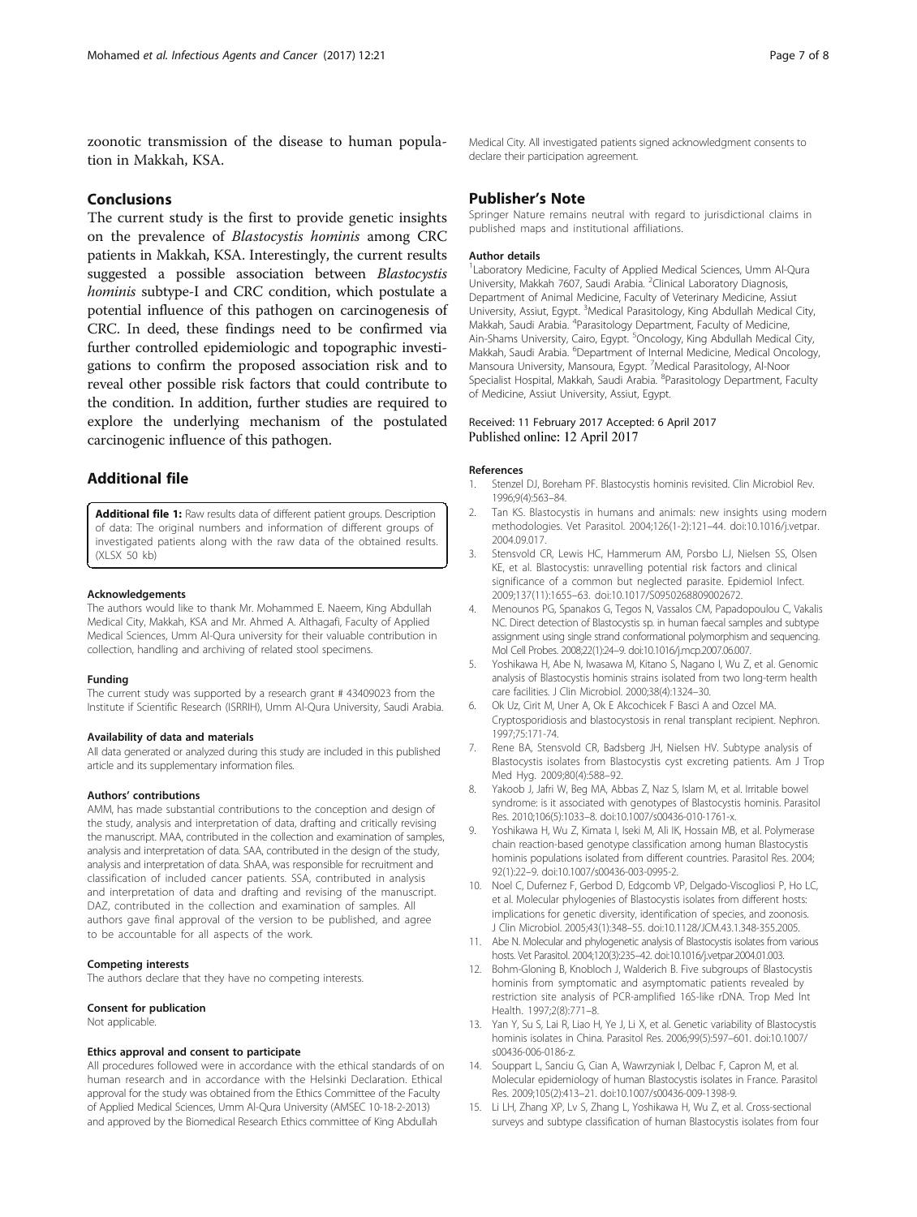zoonotic transmission of the disease to human population in Makkah, KSA.

## Conclusions

The current study is the first to provide genetic insights on the prevalence of *Blastocystis hominis* among CRC patients in Makkah, KSA. Interestingly, the current results suggested a possible association between *Blastocystis hominis* subtype-I and CRC condition, which postulate a potential influence of this pathogen on carcinogenesis of CRC. In deed, these findings need to be confirmed via further controlled epidemiologic and topographic investigations to confirm the proposed association risk and to reveal other possible risk factors that could contribute to the condition. In addition, further studies are required to explore the underlying mechanism of the postulated carcinogenic influence of this pathogen.

## Additional file

**Additional file 1:** Raw results data of different patient groups. Description of data: The original numbers and information of different groups of investigated patients along with the raw data of the obtained results. (XLSX 50 kb)

#### Acknowledgements

The authors would like to thank Mr. Mohammed E. Naeem, King Abdullah Medical City, Makkah, KSA and Mr. Ahmed A. Althagafi, Faculty of Applied Medical Sciences, Umm Al-Qura university for their valuable contribution in collection, handling and archiving of related stool specimens.

#### Funding

The current study was supported by a research grant # 43409023 from the Institute if Scientific Research (ISRRIH), Umm Al-Qura University, Saudi Arabia.

#### Availability of data and materials

All data generated or analyzed during this study are included in this published article and its supplementary information files.

#### Authors' contributions

AMM, has made substantial contributions to the conception and design of the study, analysis and interpretation of data, drafting and critically revising the manuscript. MAA, contributed in the collection and examination of samples, analysis and interpretation of data. SAA, contributed in the design of the study, analysis and interpretation of data. ShAA, was responsible for recruitment and classification of included cancer patients. SSA, contributed in analysis and interpretation of data and drafting and revising of the manuscript. DAZ, contributed in the collection and examination of samples. All authors gave final approval of the version to be published, and agree to be accountable for all aspects of the work.

#### Competing interests

The authors declare that they have no competing interests.

#### Consent for publication

Not applicable.

#### Ethics approval and consent to participate

All procedures followed were in accordance with the ethical standards of on human research and in accordance with the Helsinki Declaration. Ethical approval for the study was obtained from the Ethics Committee of the Faculty of Applied Medical Sciences, Umm Al-Qura University (AMSEC 10-18-2-2013) and approved by the Biomedical Research Ethics committee of King Abdullah Medical City. All investigated patients signed acknowledgment consents to declare their participation agreement.

## Publisher's Note

Springer Nature remains neutral with regard to jurisdictional claims in published maps and institutional affiliations.

#### Author details

[1]Laboratory Medicine, Faculty of Applied Medical Sciences, Umm Al-Qura University, Makkah 7607, Saudi Arabia. [2]Clinical Laboratory Diagnosis, Department of Animal Medicine, Faculty of Veterinary Medicine, Assiut University, Assiut, Egypt. [3]Medical Parasitology, King Abdullah Medical City, Makkah, Saudi Arabia. [4]Parasitology Department, Faculty of Medicine, Ain-Shams University, Cairo, Egypt. [5]Oncology, King Abdullah Medical City, Makkah, Saudi Arabia. [6]Department of Internal Medicine, Medical Oncology, Mansoura University, Mansoura, Egypt. [7]Medical Parasitology, Al-Noor Specialist Hospital, Makkah, Saudi Arabia. [8]Parasitology Department, Faculty of Medicine, Assiut University, Assiut, Egypt.

Received: 11 February 2017 Accepted: 6 April 2017
Published online: 12 April 2017

#### References

1. Stenzel DJ, Boreham PF. Blastocystis hominis revisited. Clin Microbiol Rev. 1996;9(4):563–84.
2. Tan KS. Blastocystis in humans and animals: new insights using modern methodologies. Vet Parasitol. 2004;126(1-2):121–44. doi:10.1016/j.vetpar.2004.09.017.
3. Stensvold CR, Lewis HC, Hammerum AM, Porsbo LJ, Nielsen SS, Olsen KE, et al. Blastocystis: unravelling potential risk factors and clinical significance of a common but neglected parasite. Epidemiol Infect. 2009;137(11):1655–63. doi:10.1017/S0950268809002672.
4. Menounos PG, Spanakos G, Tegos N, Vassalos CM, Papadopoulou C, Vakalis NC. Direct detection of Blastocystis sp. in human faecal samples and subtype assignment using single strand conformational polymorphism and sequencing. Mol Cell Probes. 2008;22(1):24–9. doi:10.1016/j.mcp.2007.06.007.
5. Yoshikawa H, Abe N, Iwasawa M, Kitano S, Nagano I, Wu Z, et al. Genomic analysis of Blastocystis hominis strains isolated from two long-term health care facilities. J Clin Microbiol. 2000;38(4):1324–30.
6. Ok Uz, Cirit M, Uner A, Ok E Akcochicek F Basci A and Ozcel MA. Cryptosporidiosis and blastocystosis in renal transplant recipient. Nephron. 1997;75:171-74.
7. Rene BA, Stensvold CR, Badsberg JH, Nielsen HV. Subtype analysis of Blastocystis isolates from Blastocystis cyst excreting patients. Am J Trop Med Hyg. 2009;80(4):588–92.
8. Yakoob J, Jafri W, Beg MA, Abbas Z, Naz S, Islam M, et al. Irritable bowel syndrome: is it associated with genotypes of Blastocystis hominis. Parasitol Res. 2010;106(5):1033–8. doi:10.1007/s00436-010-1761-x.
9. Yoshikawa H, Wu Z, Kimata I, Iseki M, Ali IK, Hossain MB, et al. Polymerase chain reaction-based genotype classification among human Blastocystis hominis populations isolated from different countries. Parasitol Res. 2004; 92(1):22–9. doi:10.1007/s00436-003-0995-2.
10. Noel C, Dufernez F, Gerbod D, Edgcomb VP, Delgado-Viscogliosi P, Ho LC, et al. Molecular phylogenies of Blastocystis isolates from different hosts: implications for genetic diversity, identification of species, and zoonosis. J Clin Microbiol. 2005;43(1):348–55. doi:10.1128/JCM.43.1.348-355.2005.
11. Abe N. Molecular and phylogenetic analysis of Blastocystis isolates from various hosts. Vet Parasitol. 2004;120(3):235–42. doi:10.1016/j.vetpar.2004.01.003.
12. Bohm-Gloning B, Knobloch J, Walderich B. Five subgroups of Blastocystis hominis from symptomatic and asymptomatic patients revealed by restriction site analysis of PCR-amplified 16S-like rDNA. Trop Med Int Health. 1997;2(8):771–8.
13. Yan Y, Su S, Lai R, Liao H, Ye J, Li X, et al. Genetic variability of Blastocystis hominis isolates in China. Parasitol Res. 2006;99(5):597–601. doi:10.1007/s00436-006-0186-z.
14. Souppart L, Sanciu G, Cian A, Wawrzyniak I, Delbac F, Capron M, et al. Molecular epidemiology of human Blastocystis isolates in France. Parasitol Res. 2009;105(2):413–21. doi:10.1007/s00436-009-1398-9.
15. Li LH, Zhang XP, Lv S, Zhang L, Yoshikawa H, Wu Z, et al. Cross-sectional surveys and subtype classification of human Blastocystis isolates from four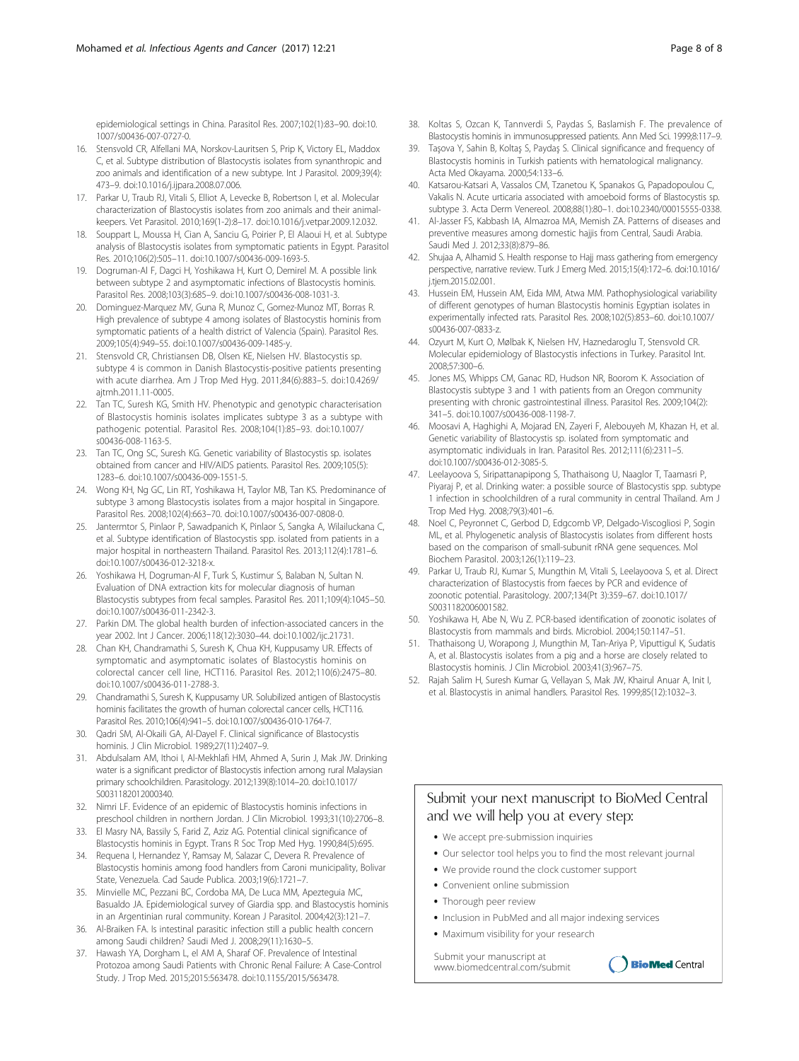epidemiological settings in China. Parasitol Res. 2007;102(1):83–90. doi:10.1007/s00436-007-0727-0.

16. Stensvold CR, Alfellani MA, Norskov-Lauritsen S, Prip K, Victory EL, Maddox C, et al. Subtype distribution of Blastocystis isolates from synanthropic and zoo animals and identification of a new subtype. Int J Parasitol. 2009;39(4):473–9. doi:10.1016/j.ijpara.2008.07.006.
17. Parkar U, Traub RJ, Vitali S, Elliot A, Levecke B, Robertson I, et al. Molecular characterization of Blastocystis isolates from zoo animals and their animal-keepers. Vet Parasitol. 2010;169(1-2):8–17. doi:10.1016/j.vetpar.2009.12.032.
18. Souppart L, Moussa H, Cian A, Sanciu G, Poirier P, El Alaoui H, et al. Subtype analysis of Blastocystis isolates from symptomatic patients in Egypt. Parasitol Res. 2010;106(2):505–11. doi:10.1007/s00436-009-1693-5.
19. Dogruman-Al F, Dagci H, Yoshikawa H, Kurt O, Demirel M. A possible link between subtype 2 and asymptomatic infections of Blastocystis hominis. Parasitol Res. 2008;103(3):685–9. doi:10.1007/s00436-008-1031-3.
20. Dominguez-Marquez MV, Guna R, Munoz C, Gomez-Munoz MT, Borras R. High prevalence of subtype 4 among isolates of Blastocystis hominis from symptomatic patients of a health district of Valencia (Spain). Parasitol Res. 2009;105(4):949–55. doi:10.1007/s00436-009-1485-y.
21. Stensvold CR, Christiansen DB, Olsen KE, Nielsen HV. Blastocystis sp. subtype 4 is common in Danish Blastocystis-positive patients presenting with acute diarrhea. Am J Trop Med Hyg. 2011;84(6):883–5. doi:10.4269/ajtmh.2011.11-0005.
22. Tan TC, Suresh KG, Smith HV. Phenotypic and genotypic characterisation of Blastocystis hominis isolates implicates subtype 3 as a subtype with pathogenic potential. Parasitol Res. 2008;104(1):85–93. doi:10.1007/s00436-008-1163-5.
23. Tan TC, Ong SC, Suresh KG. Genetic variability of Blastocystis sp. isolates obtained from cancer and HIV/AIDS patients. Parasitol Res. 2009;105(5):1283–6. doi:10.1007/s00436-009-1551-5.
24. Wong KH, Ng GC, Lin RT, Yoshikawa H, Taylor MB, Tan KS. Predominance of subtype 3 among Blastocystis isolates from a major hospital in Singapore. Parasitol Res. 2008;102(4):663–70. doi:10.1007/s00436-007-0808-0.
25. Jantermtor S, Pinlaor P, Sawadpanich K, Pinlaor S, Sangka A, Wilailuckana C, et al. Subtype identification of Blastocystis spp. isolated from patients in a major hospital in northeastern Thailand. Parasitol Res. 2013;112(4):1781–6. doi:10.1007/s00436-012-3218-x.
26. Yoshikawa H, Dogruman-Al F, Turk S, Kustimur S, Balaban N, Sultan N. Evaluation of DNA extraction kits for molecular diagnosis of human Blastocystis subtypes from fecal samples. Parasitol Res. 2011;109(4):1045–50. doi:10.1007/s00436-011-2342-3.
27. Parkin DM. The global health burden of infection-associated cancers in the year 2002. Int J Cancer. 2006;118(12):3030–44. doi:10.1002/ijc.21731.
28. Chan KH, Chandramathi S, Suresh K, Chua KH, Kuppusamy UR. Effects of symptomatic and asymptomatic isolates of Blastocystis hominis on colorectal cancer cell line, HCT116. Parasitol Res. 2012;110(6):2475–80. doi:10.1007/s00436-011-2788-3.
29. Chandramathi S, Suresh K, Kuppusamy UR. Solubilized antigen of Blastocystis hominis facilitates the growth of human colorectal cancer cells, HCT116. Parasitol Res. 2010;106(4):941–5. doi:10.1007/s00436-010-1764-7.
30. Qadri SM, Al-Okaili GA, Al-Dayel F. Clinical significance of Blastocystis hominis. J Clin Microbiol. 1989;27(11):2407–9.
31. Abdulsalam AM, Ithoi I, Al-Mekhlafi HM, Ahmed A, Surin J, Mak JW. Drinking water is a significant predictor of Blastocystis infection among rural Malaysian primary schoolchildren. Parasitology. 2012;139(8):1014–20. doi:10.1017/S0031182012000340.
32. Nimri LF. Evidence of an epidemic of Blastocystis hominis infections in preschool children in northern Jordan. J Clin Microbiol. 1993;31(10):2706–8.
33. El Masry NA, Bassily S, Farid Z, Aziz AG. Potential clinical significance of Blastocystis hominis in Egypt. Trans R Soc Trop Med Hyg. 1990;84(5):695.
34. Requena I, Hernandez Y, Ramsay M, Salazar C, Devera R. Prevalence of Blastocystis hominis among food handlers from Caroni municipality, Bolivar State, Venezuela. Cad Saude Publica. 2003;19(6):1721–7.
35. Minvielle MC, Pezzani BC, Cordoba MA, De Luca MM, Apezteguia MC, Basualdo JA. Epidemiological survey of Giardia spp. and Blastocystis hominis in an Argentinian rural community. Korean J Parasitol. 2004;42(3):121–7.
36. Al-Braiken FA. Is intestinal parasitic infection still a public health concern among Saudi children? Saudi Med J. 2008;29(11):1630–5.
37. Hawash YA, Dorgham L, el AM A, Sharaf OF. Prevalence of Intestinal Protozoa among Saudi Patients with Chronic Renal Failure: A Case-Control Study. J Trop Med. 2015;2015:563478. doi:10.1155/2015/563478.
38. Koltas S, Ozcan K, Tannverdi S, Paydas S, Baslamish F. The prevalence of Blastocystis hominis in immunosuppressed patients. Ann Med Sci. 1999;8:117–9.
39. Taşova Y, Sahin B, Koltaş S, Paydaş S. Clinical significance and frequency of Blastocystis hominis in Turkish patients with hematological malignancy. Acta Med Okayama. 2000;54:133–6.
40. Katsarou-Katsari A, Vassalos CM, Tzanetou K, Spanakos G, Papadopoulou C, Vakalis N. Acute urticaria associated with amoeboid forms of Blastocystis sp. subtype 3. Acta Derm Venereol. 2008;88(1):80–1. doi:10.2340/00015555-0338.
41. Al-Jasser FS, Kabbash IA, Almazroa MA, Memish ZA. Patterns of diseases and preventive measures among domestic hajjis from Central, Saudi Arabia. Saudi Med J. 2012;33(8):879–86.
42. Shujaa A, Alhamid S. Health response to Hajj mass gathering from emergency perspective, narrative review. Turk J Emerg Med. 2015;15(4):172–6. doi:10.1016/j.tjem.2015.02.001.
43. Hussein EM, Hussein AM, Eida MM, Atwa MM. Pathophysiological variability of different genotypes of human Blastocystis hominis Egyptian isolates in experimentally infected rats. Parasitol Res. 2008;102(5):853–60. doi:10.1007/s00436-007-0833-z.
44. Ozyurt M, Kurt O, Mølbak K, Nielsen HV, Haznedaroglu T, Stensvold CR. Molecular epidemiology of Blastocystis infections in Turkey. Parasitol Int. 2008;57:300–6.
45. Jones MS, Whipps CM, Ganac RD, Hudson NR, Boorom K. Association of Blastocystis subtype 3 and 1 with patients from an Oregon community presenting with chronic gastrointestinal illness. Parasitol Res. 2009;104(2):341–5. doi:10.1007/s00436-008-1198-7.
46. Moosavi A, Haghighi A, Mojarad EN, Zayeri F, Alebouyeh M, Khazan H, et al. Genetic variability of Blastocystis sp. isolated from symptomatic and asymptomatic individuals in Iran. Parasitol Res. 2012;111(6):2311–5. doi:10.1007/s00436-012-3085-5.
47. Leelayoova S, Siripattanapipong S, Thathaisong U, Naaglor T, Taamasri P, Piyaraj P, et al. Drinking water: a possible source of Blastocystis spp. subtype 1 infection in schoolchildren of a rural community in central Thailand. Am J Trop Med Hyg. 2008;79(3):401–6.
48. Noel C, Peyronnet C, Gerbod D, Edgcomb VP, Delgado-Viscogliosi P, Sogin ML, et al. Phylogenetic analysis of Blastocystis isolates from different hosts based on the comparison of small-subunit rRNA gene sequences. Mol Biochem Parasitol. 2003;126(1):119–23.
49. Parkar U, Traub RJ, Kumar S, Mungthin M, Vitali S, Leelayoova S, et al. Direct characterization of Blastocystis from faeces by PCR and evidence of zoonotic potential. Parasitology. 2007;134(Pt 3):359–67. doi:10.1017/S0031182006001582.
50. Yoshikawa H, Abe N, Wu Z. PCR-based identification of zoonotic isolates of Blastocystis from mammals and birds. Microbiol. 2004;150:1147–51.
51. Thathaisong U, Worapong J, Mungthin M, Tan-Ariya P, Viputtigul K, Sudatis A, et al. Blastocystis isolates from a pig and a horse are closely related to Blastocystis hominis. J Clin Microbiol. 2003;41(3):967–75.
52. Rajah Salim H, Suresh Kumar G, Vellayan S, Mak JW, Khairul Anuar A, Init I, et al. Blastocystis in animal handlers. Parasitol Res. 1999;85(12):1032–3.

## Submit your next manuscript to BioMed Central and we will help you at every step:

- We accept pre-submission inquiries
- Our selector tool helps you to find the most relevant journal
- We provide round the clock customer support
- Convenient online submission
- Thorough peer review
- Inclusion in PubMed and all major indexing services
- Maximum visibility for your research

Submit your manuscript at
www.biomedcentral.com/submit

BioMed Central